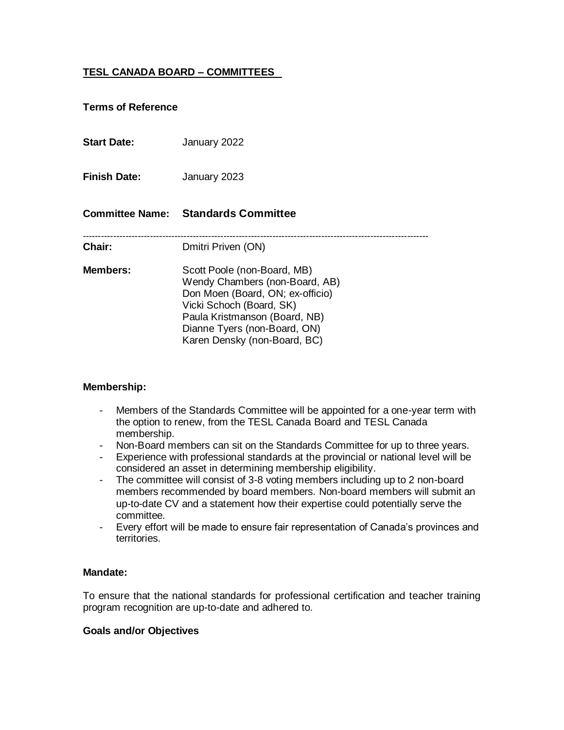**TESL CANADA BOARD – COMMITTEES**

**Terms of Reference**

**Start Date:** January 2022

**Finish Date:** January 2023

**Committee Name:** **Standards Committee**

---

**Chair:** Dmitri Priven (ON)

**Members:**
Scott Poole (non-Board, MB)
Wendy Chambers (non-Board, AB)
Don Moen (Board, ON; ex-officio)
Vicki Schoch (Board, SK)
Paula Kristmanson (Board, NB)
Dianne Tyers (non-Board, ON)
Karen Densky (non-Board, BC)

**Membership:**

- Members of the Standards Committee will be appointed for a one-year term with the option to renew, from the TESL Canada Board and TESL Canada membership.
- Non-Board members can sit on the Standards Committee for up to three years.
- Experience with professional standards at the provincial or national level will be considered an asset in determining membership eligibility.
- The committee will consist of 3-8 voting members including up to 2 non-board members recommended by board members. Non-board members will submit an up-to-date CV and a statement how their expertise could potentially serve the committee.
- Every effort will be made to ensure fair representation of Canada's provinces and territories.

**Mandate:**

To ensure that the national standards for professional certification and teacher training program recognition are up-to-date and adhered to.

**Goals and/or Objectives**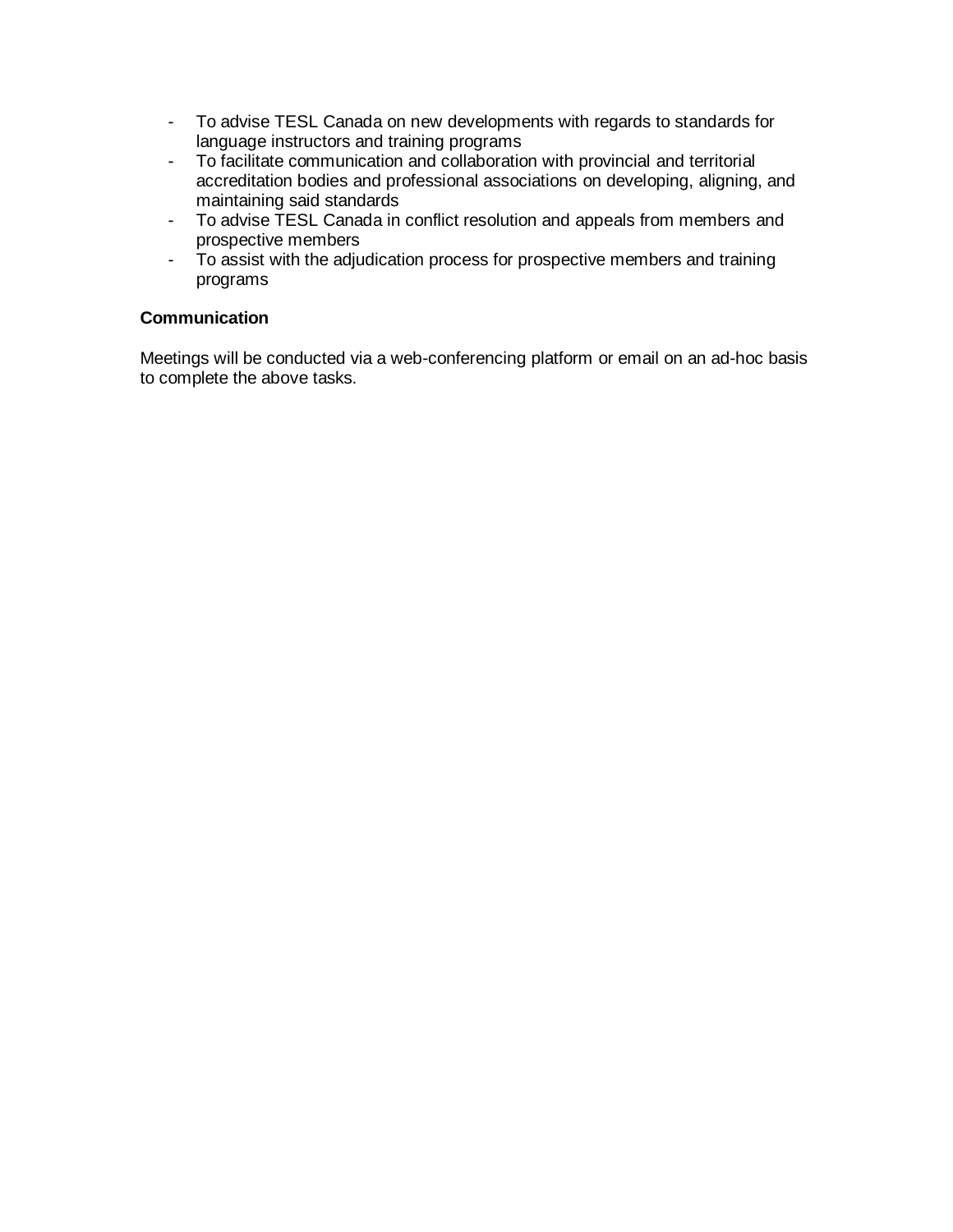- To advise TESL Canada on new developments with regards to standards for language instructors and training programs
- To facilitate communication and collaboration with provincial and territorial accreditation bodies and professional associations on developing, aligning, and maintaining said standards
- To advise TESL Canada in conflict resolution and appeals from members and prospective members
- To assist with the adjudication process for prospective members and training programs

**Communication**

Meetings will be conducted via a web-conferencing platform or email on an ad-hoc basis to complete the above tasks.